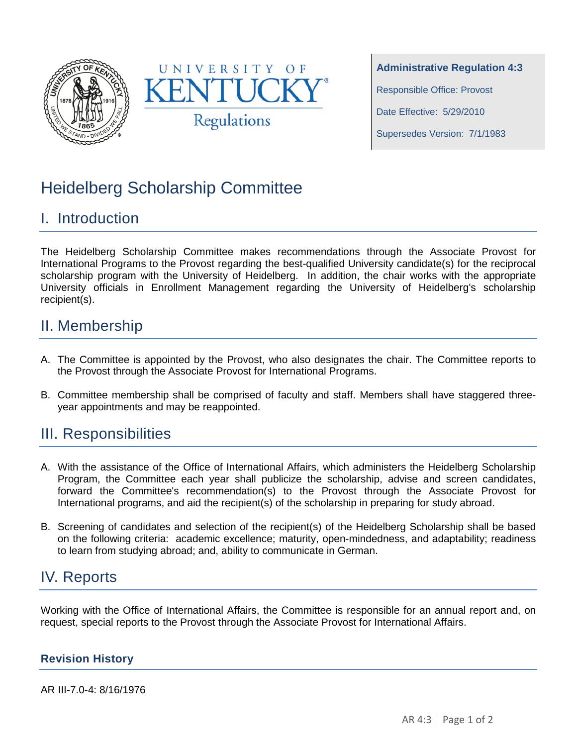UNIVERSITY OF KENTUCKY Regulations

**Administrative Regulation 4:3**

Responsible Office: Provost

Date Effective: 5/29/2010

Supersedes Version: 7/1/1983

# Heidelberg Scholarship Committee

## I. Introduction

The Heidelberg Scholarship Committee makes recommendations through the Associate Provost for International Programs to the Provost regarding the best-qualified University candidate(s) for the reciprocal scholarship program with the University of Heidelberg. In addition, the chair works with the appropriate University officials in Enrollment Management regarding the University of Heidelberg's scholarship recipient(s).

## II. Membership

A. The Committee is appointed by the Provost, who also designates the chair. The Committee reports to the Provost through the Associate Provost for International Programs.

B. Committee membership shall be comprised of faculty and staff. Members shall have staggered three-year appointments and may be reappointed.

## III. Responsibilities

A. With the assistance of the Office of International Affairs, which administers the Heidelberg Scholarship Program, the Committee each year shall publicize the scholarship, advise and screen candidates, forward the Committee's recommendation(s) to the Provost through the Associate Provost for International programs, and aid the recipient(s) of the scholarship in preparing for study abroad.

B. Screening of candidates and selection of the recipient(s) of the Heidelberg Scholarship shall be based on the following criteria: academic excellence; maturity, open-mindedness, and adaptability; readiness to learn from studying abroad; and, ability to communicate in German.

## IV. Reports

Working with the Office of International Affairs, the Committee is responsible for an annual report and, on request, special reports to the Provost through the Associate Provost for International Affairs.

### Revision History

AR III-7.0-4: 8/16/1976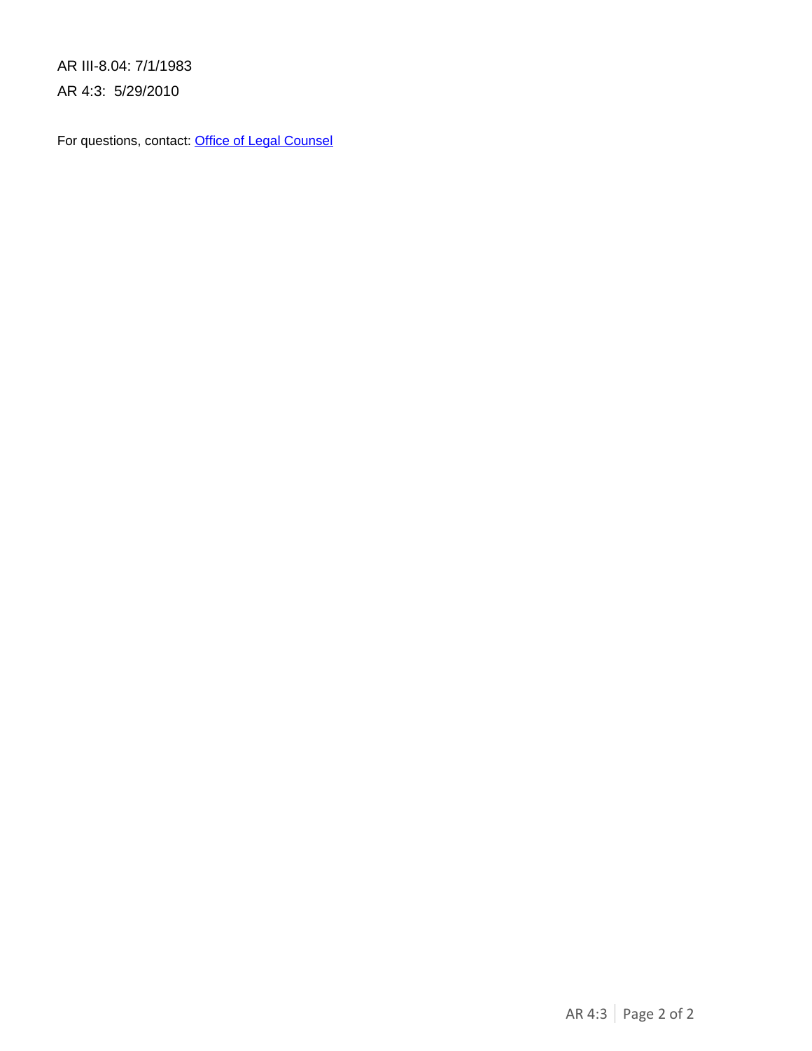AR III-8.04: 7/1/1983

AR 4:3: 5/29/2010

For questions, contact: [Office of Legal Counsel]